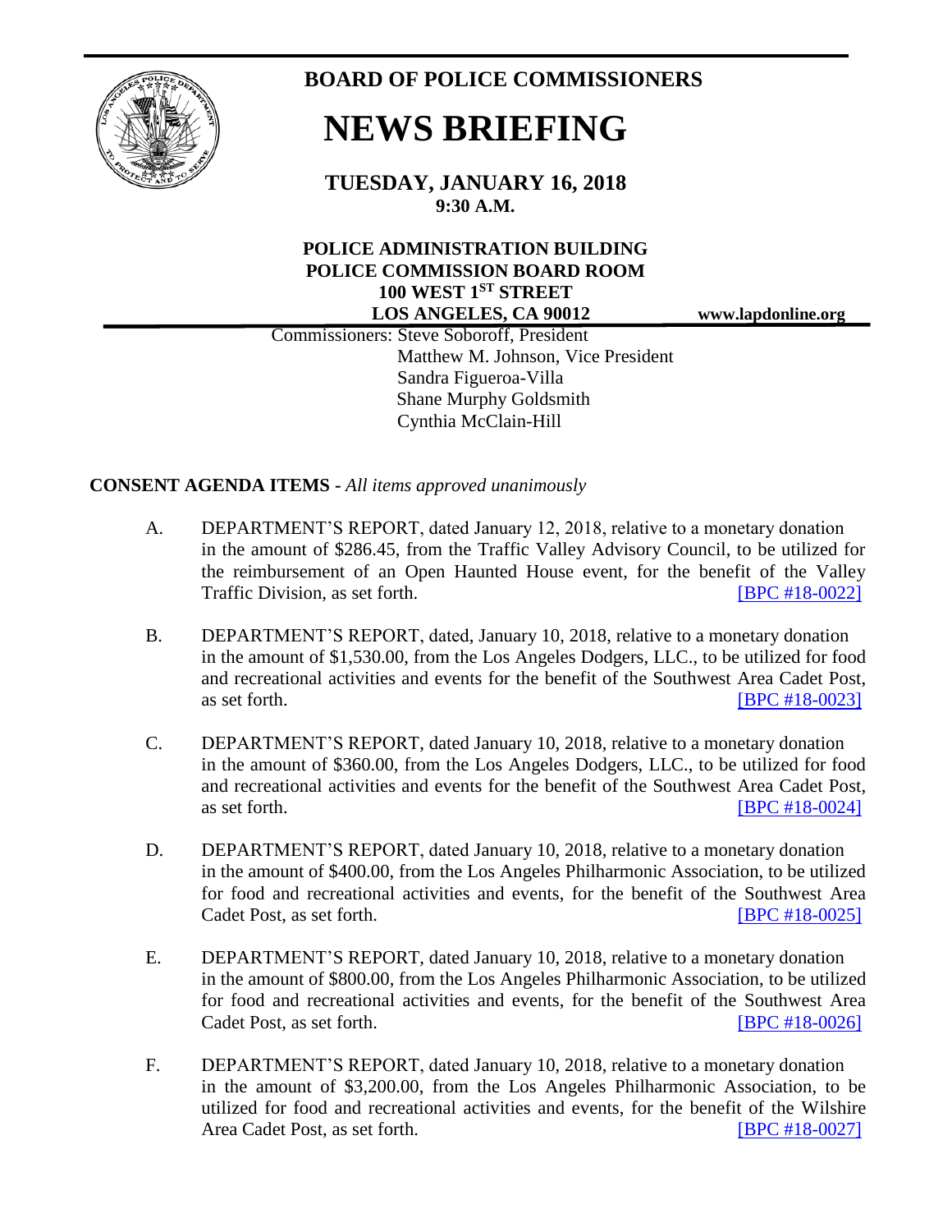# BOARD OF POLICE COMMISSIONERS

# NEWS BRIEFING

**TUESDAY, JANUARY 16, 2018**
**9:30 A.M.**

**POLICE ADMINISTRATION BUILDING**
**POLICE COMMISSION BOARD ROOM**
**100 WEST 1ST STREET**
**LOS ANGELES, CA 90012**

**www.lapdonline.org**

Commissioners: Steve Soboroff, President
Matthew M. Johnson, Vice President
Sandra Figueroa-Villa
Shane Murphy Goldsmith
Cynthia McClain-Hill

**CONSENT AGENDA ITEMS -** *All items approved unanimously*

A. DEPARTMENT'S REPORT, dated January 12, 2018, relative to a monetary donation in the amount of $286.45, from the Traffic Valley Advisory Council, to be utilized for the reimbursement of an Open Haunted House event, for the benefit of the Valley Traffic Division, as set forth. [BPC #18-0022]

B. DEPARTMENT'S REPORT, dated, January 10, 2018, relative to a monetary donation in the amount of $1,530.00, from the Los Angeles Dodgers, LLC., to be utilized for food and recreational activities and events for the benefit of the Southwest Area Cadet Post, as set forth. [BPC #18-0023]

C. DEPARTMENT'S REPORT, dated January 10, 2018, relative to a monetary donation in the amount of $360.00, from the Los Angeles Dodgers, LLC., to be utilized for food and recreational activities and events for the benefit of the Southwest Area Cadet Post, as set forth. [BPC #18-0024]

D. DEPARTMENT'S REPORT, dated January 10, 2018, relative to a monetary donation in the amount of $400.00, from the Los Angeles Philharmonic Association, to be utilized for food and recreational activities and events, for the benefit of the Southwest Area Cadet Post, as set forth. [BPC #18-0025]

E. DEPARTMENT'S REPORT, dated January 10, 2018, relative to a monetary donation in the amount of $800.00, from the Los Angeles Philharmonic Association, to be utilized for food and recreational activities and events, for the benefit of the Southwest Area Cadet Post, as set forth. [BPC #18-0026]

F. DEPARTMENT'S REPORT, dated January 10, 2018, relative to a monetary donation in the amount of $3,200.00, from the Los Angeles Philharmonic Association, to be utilized for food and recreational activities and events, for the benefit of the Wilshire Area Cadet Post, as set forth. [BPC #18-0027]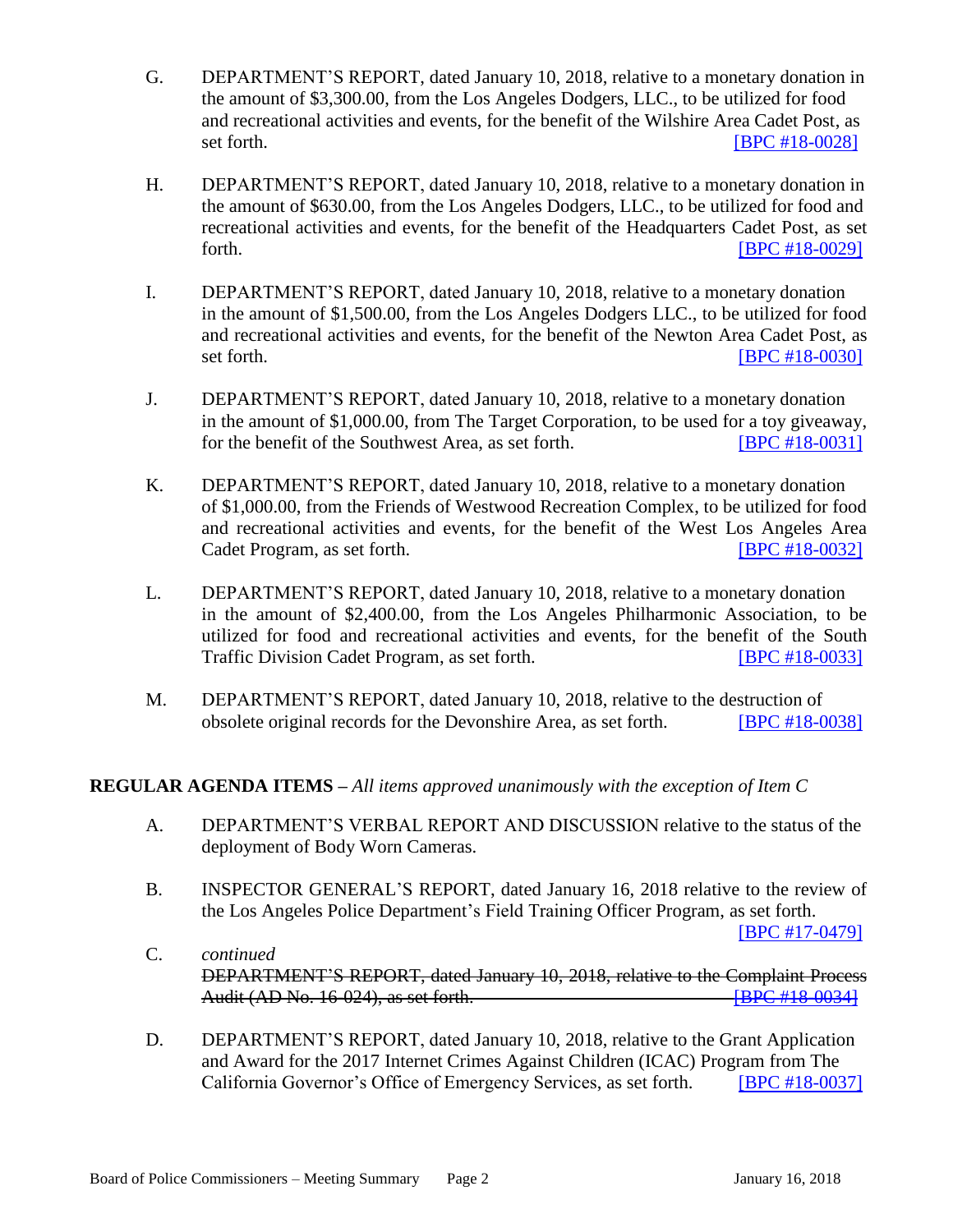G. DEPARTMENT'S REPORT, dated January 10, 2018, relative to a monetary donation in the amount of $3,300.00, from the Los Angeles Dodgers, LLC., to be utilized for food and recreational activities and events, for the benefit of the Wilshire Area Cadet Post, as set forth. [BPC #18-0028]

H. DEPARTMENT'S REPORT, dated January 10, 2018, relative to a monetary donation in the amount of $630.00, from the Los Angeles Dodgers, LLC., to be utilized for food and recreational activities and events, for the benefit of the Headquarters Cadet Post, as set forth. [BPC #18-0029]

I. DEPARTMENT'S REPORT, dated January 10, 2018, relative to a monetary donation in the amount of $1,500.00, from the Los Angeles Dodgers LLC., to be utilized for food and recreational activities and events, for the benefit of the Newton Area Cadet Post, as set forth. [BPC #18-0030]

J. DEPARTMENT'S REPORT, dated January 10, 2018, relative to a monetary donation in the amount of $1,000.00, from The Target Corporation, to be used for a toy giveaway, for the benefit of the Southwest Area, as set forth. [BPC #18-0031]

K. DEPARTMENT'S REPORT, dated January 10, 2018, relative to a monetary donation of $1,000.00, from the Friends of Westwood Recreation Complex, to be utilized for food and recreational activities and events, for the benefit of the West Los Angeles Area Cadet Program, as set forth. [BPC #18-0032]

L. DEPARTMENT'S REPORT, dated January 10, 2018, relative to a monetary donation in the amount of $2,400.00, from the Los Angeles Philharmonic Association, to be utilized for food and recreational activities and events, for the benefit of the South Traffic Division Cadet Program, as set forth. [BPC #18-0033]

M. DEPARTMENT'S REPORT, dated January 10, 2018, relative to the destruction of obsolete original records for the Devonshire Area, as set forth. [BPC #18-0038]

**REGULAR AGENDA ITEMS –** *All items approved unanimously with the exception of Item C*

A. DEPARTMENT'S VERBAL REPORT AND DISCUSSION relative to the status of the deployment of Body Worn Cameras.

B. INSPECTOR GENERAL'S REPORT, dated January 16, 2018 relative to the review of the Los Angeles Police Department's Field Training Officer Program, as set forth. [BPC #17-0479]

C. *continued*
~~DEPARTMENT'S REPORT, dated January 10, 2018, relative to the Complaint Process Audit (AD No. 16-024), as set forth. [BPC #18-0034]~~

D. DEPARTMENT'S REPORT, dated January 10, 2018, relative to the Grant Application and Award for the 2017 Internet Crimes Against Children (ICAC) Program from The California Governor's Office of Emergency Services, as set forth. [BPC #18-0037]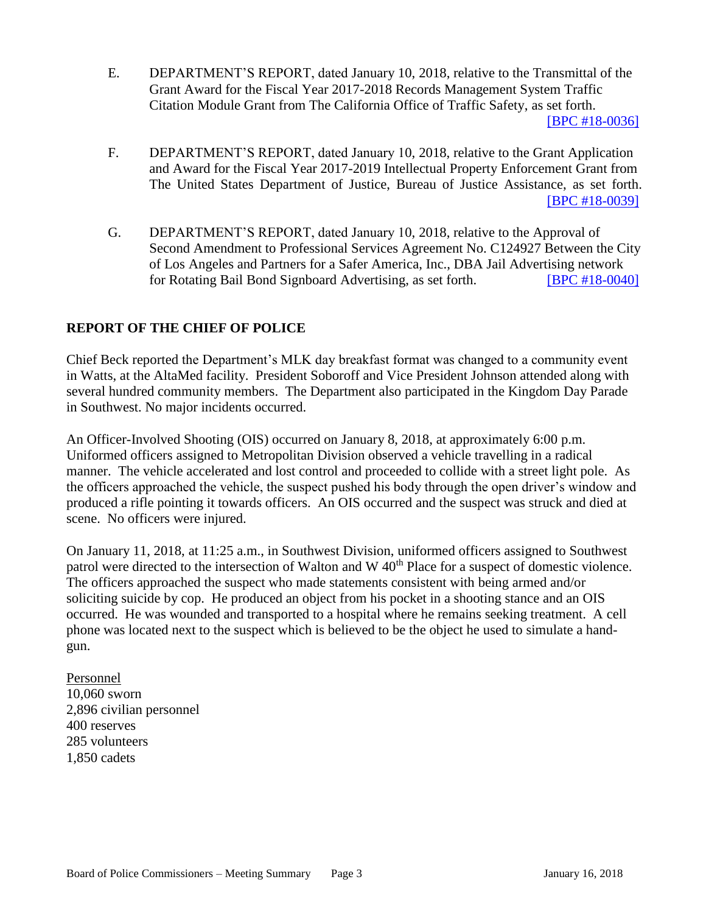E. DEPARTMENT'S REPORT, dated January 10, 2018, relative to the Transmittal of the Grant Award for the Fiscal Year 2017-2018 Records Management System Traffic Citation Module Grant from The California Office of Traffic Safety, as set forth. [BPC #18-0036]

F. DEPARTMENT'S REPORT, dated January 10, 2018, relative to the Grant Application and Award for the Fiscal Year 2017-2019 Intellectual Property Enforcement Grant from The United States Department of Justice, Bureau of Justice Assistance, as set forth. [BPC #18-0039]

G. DEPARTMENT'S REPORT, dated January 10, 2018, relative to the Approval of Second Amendment to Professional Services Agreement No. C124927 Between the City of Los Angeles and Partners for a Safer America, Inc., DBA Jail Advertising network for Rotating Bail Bond Signboard Advertising, as set forth. [BPC #18-0040]

**REPORT OF THE CHIEF OF POLICE**

Chief Beck reported the Department's MLK day breakfast format was changed to a community event in Watts, at the AltaMed facility. President Soboroff and Vice President Johnson attended along with several hundred community members. The Department also participated in the Kingdom Day Parade in Southwest. No major incidents occurred.

An Officer-Involved Shooting (OIS) occurred on January 8, 2018, at approximately 6:00 p.m. Uniformed officers assigned to Metropolitan Division observed a vehicle travelling in a radical manner. The vehicle accelerated and lost control and proceeded to collide with a street light pole. As the officers approached the vehicle, the suspect pushed his body through the open driver's window and produced a rifle pointing it towards officers. An OIS occurred and the suspect was struck and died at scene. No officers were injured.

On January 11, 2018, at 11:25 a.m., in Southwest Division, uniformed officers assigned to Southwest patrol were directed to the intersection of Walton and W 40th Place for a suspect of domestic violence. The officers approached the suspect who made statements consistent with being armed and/or soliciting suicide by cop. He produced an object from his pocket in a shooting stance and an OIS occurred. He was wounded and transported to a hospital where he remains seeking treatment. A cell phone was located next to the suspect which is believed to be the object he used to simulate a hand-gun.

Personnel
10,060 sworn
2,896 civilian personnel
400 reserves
285 volunteers
1,850 cadets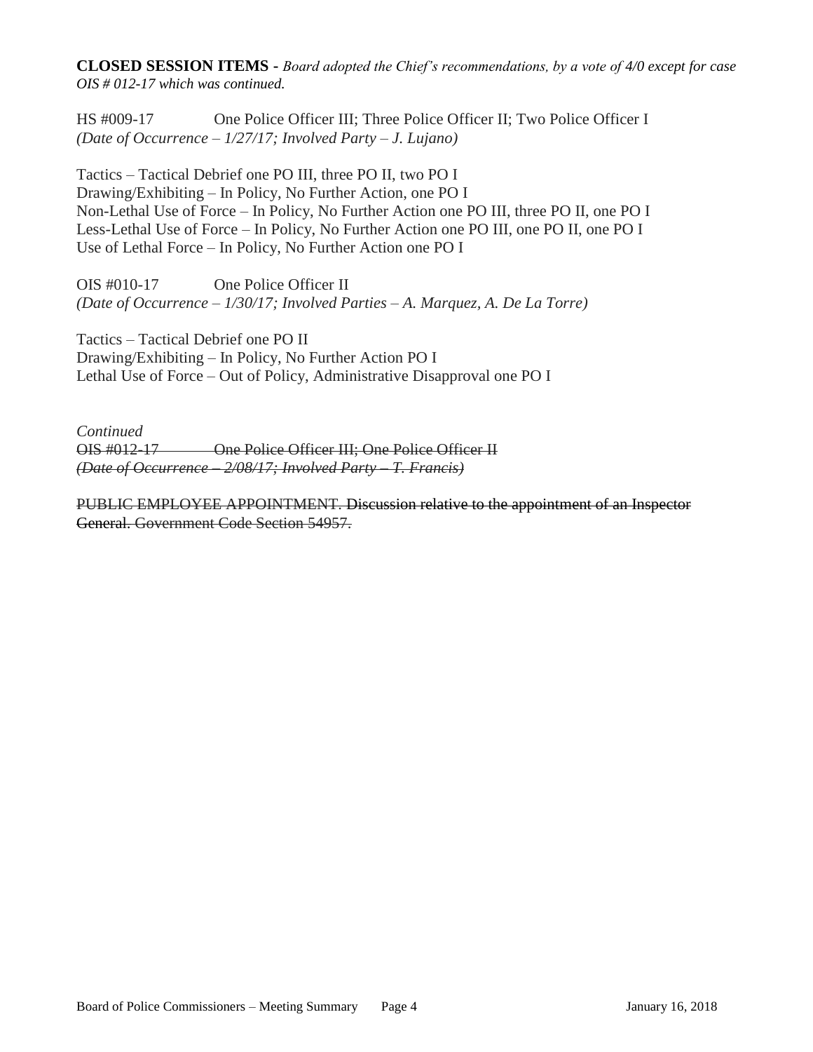**CLOSED SESSION ITEMS -** *Board adopted the Chief's recommendations, by a vote of 4/0 except for case OIS # 012-17 which was continued.*

HS #009-17 One Police Officer III; Three Police Officer II; Two Police Officer I
*(Date of Occurrence – 1/27/17; Involved Party – J. Lujano)*

Tactics – Tactical Debrief one PO III, three PO II, two PO I
Drawing/Exhibiting – In Policy, No Further Action, one PO I
Non-Lethal Use of Force – In Policy, No Further Action one PO III, three PO II, one PO I
Less-Lethal Use of Force – In Policy, No Further Action one PO III, one PO II, one PO I
Use of Lethal Force – In Policy, No Further Action one PO I

OIS #010-17 One Police Officer II
*(Date of Occurrence – 1/30/17; Involved Parties – A. Marquez, A. De La Torre)*

Tactics – Tactical Debrief one PO II
Drawing/Exhibiting – In Policy, No Further Action PO I
Lethal Use of Force – Out of Policy, Administrative Disapproval one PO I

*Continued*
~~OIS #012-17 One Police Officer III; One Police Officer II~~
~~*(Date of Occurrence – 2/08/17; Involved Party – T. Francis)*~~

~~PUBLIC EMPLOYEE APPOINTMENT. Discussion relative to the appointment of an Inspector General. Government Code Section 54957.~~